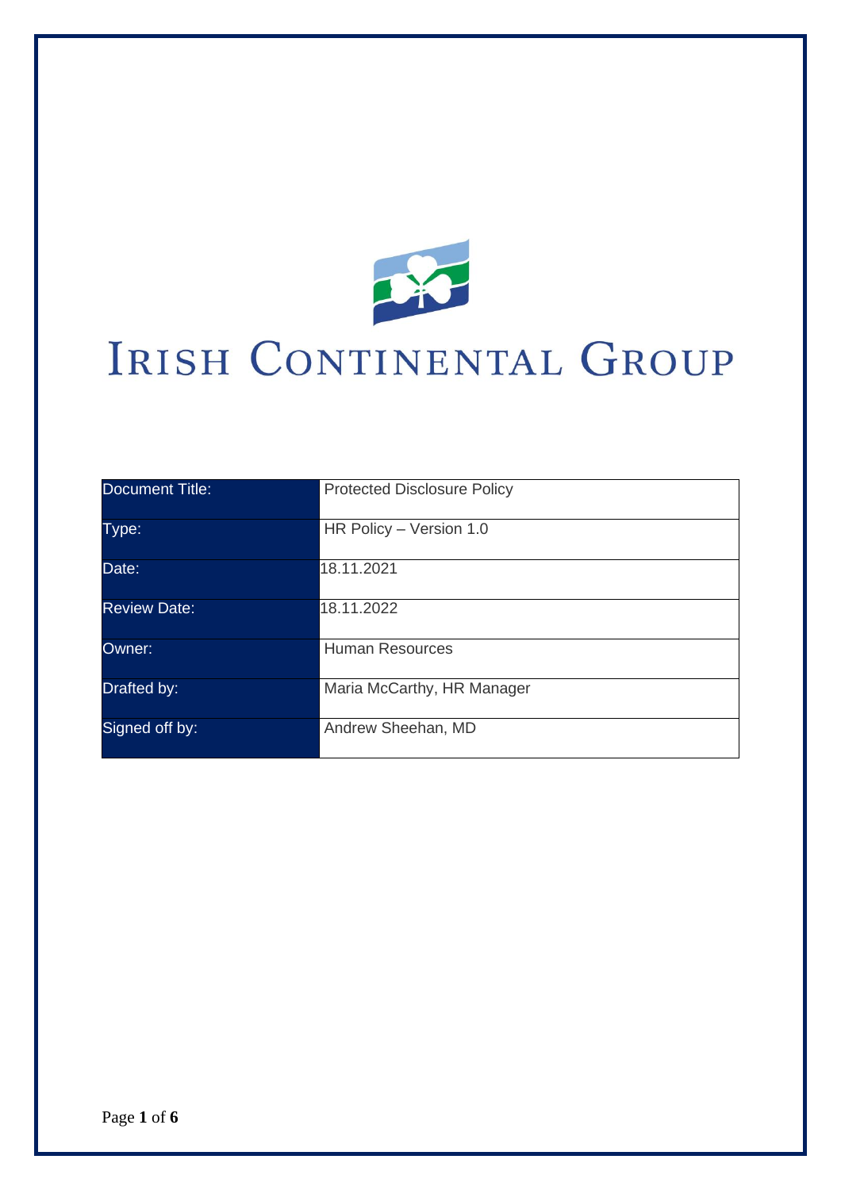# Irish Continental Group

| Document Title: | Protected Disclosure Policy |
|---|---|
| Type: | HR Policy – Version 1.0 |
| Date: | 18.11.2021 |
| Review Date: | 18.11.2022 |
| Owner: | Human Resources |
| Drafted by: | Maria McCarthy, HR Manager |
| Signed off by: | Andrew Sheehan, MD |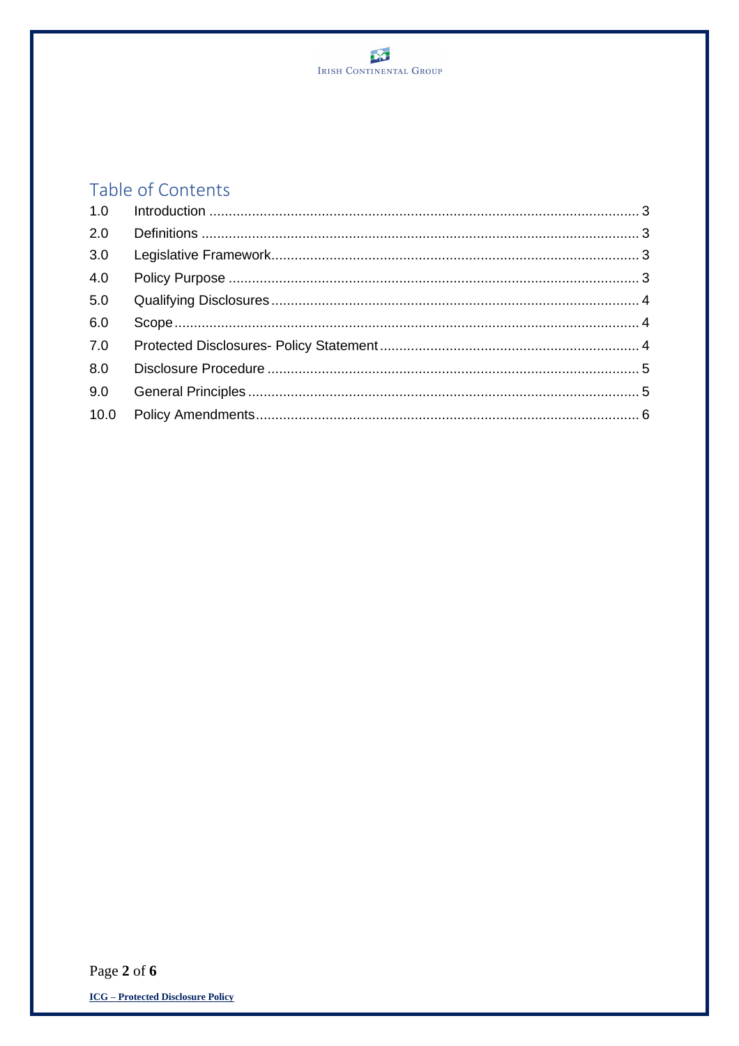## Table of Contents

| | | |
|---|---|---|
| 1.0 | Introduction | 3 |
| 2.0 | Definitions | 3 |
| 3.0 | Legislative Framework | 3 |
| 4.0 | Policy Purpose | 3 |
| 5.0 | Qualifying Disclosures | 4 |
| 6.0 | Scope | 4 |
| 7.0 | Protected Disclosures- Policy Statement | 4 |
| 8.0 | Disclosure Procedure | 5 |
| 9.0 | General Principles | 5 |
| 10.0 | Policy Amendments | 6 |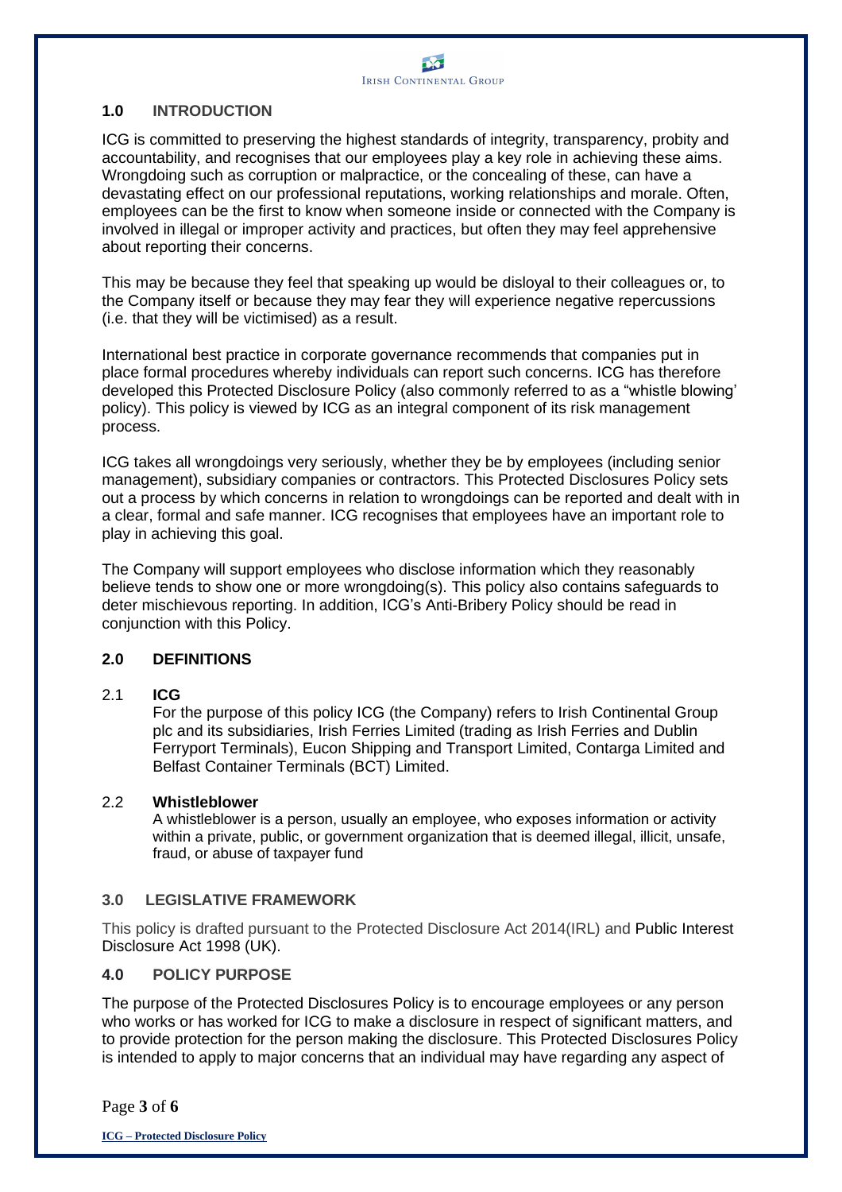## 1.0 INTRODUCTION

ICG is committed to preserving the highest standards of integrity, transparency, probity and accountability, and recognises that our employees play a key role in achieving these aims. Wrongdoing such as corruption or malpractice, or the concealing of these, can have a devastating effect on our professional reputations, working relationships and morale. Often, employees can be the first to know when someone inside or connected with the Company is involved in illegal or improper activity and practices, but often they may feel apprehensive about reporting their concerns.

This may be because they feel that speaking up would be disloyal to their colleagues or, to the Company itself or because they may fear they will experience negative repercussions (i.e. that they will be victimised) as a result.

International best practice in corporate governance recommends that companies put in place formal procedures whereby individuals can report such concerns. ICG has therefore developed this Protected Disclosure Policy (also commonly referred to as a "whistle blowing' policy). This policy is viewed by ICG as an integral component of its risk management process.

ICG takes all wrongdoings very seriously, whether they be by employees (including senior management), subsidiary companies or contractors. This Protected Disclosures Policy sets out a process by which concerns in relation to wrongdoings can be reported and dealt with in a clear, formal and safe manner. ICG recognises that employees have an important role to play in achieving this goal.

The Company will support employees who disclose information which they reasonably believe tends to show one or more wrongdoing(s). This policy also contains safeguards to deter mischievous reporting. In addition, ICG's Anti-Bribery Policy should be read in conjunction with this Policy.

## 2.0 DEFINITIONS

### 2.1 ICG

For the purpose of this policy ICG (the Company) refers to Irish Continental Group plc and its subsidiaries, Irish Ferries Limited (trading as Irish Ferries and Dublin Ferryport Terminals), Eucon Shipping and Transport Limited, Contarga Limited and Belfast Container Terminals (BCT) Limited.

### 2.2 Whistleblower

A whistleblower is a person, usually an employee, who exposes information or activity within a private, public, or government organization that is deemed illegal, illicit, unsafe, fraud, or abuse of taxpayer fund

## 3.0 LEGISLATIVE FRAMEWORK

This policy is drafted pursuant to the Protected Disclosure Act 2014(IRL) and Public Interest Disclosure Act 1998 (UK).

## 4.0 POLICY PURPOSE

The purpose of the Protected Disclosures Policy is to encourage employees or any person who works or has worked for ICG to make a disclosure in respect of significant matters, and to provide protection for the person making the disclosure. This Protected Disclosures Policy is intended to apply to major concerns that an individual may have regarding any aspect of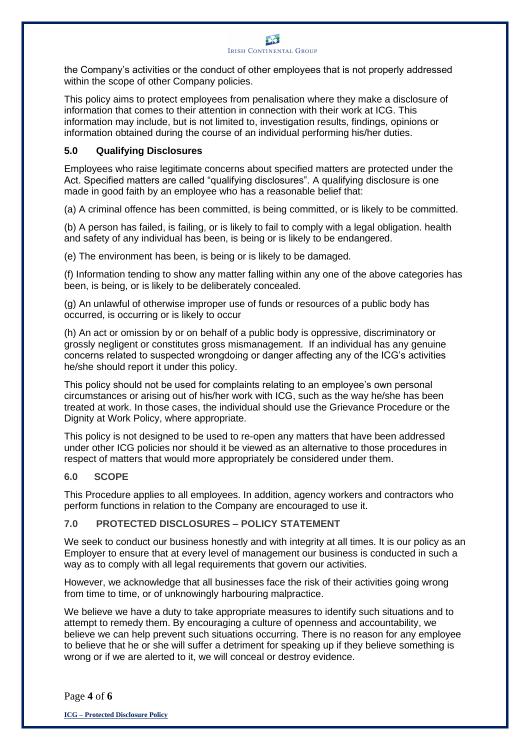the Company's activities or the conduct of other employees that is not properly addressed within the scope of other Company policies.

This policy aims to protect employees from penalisation where they make a disclosure of information that comes to their attention in connection with their work at ICG. This information may include, but is not limited to, investigation results, findings, opinions or information obtained during the course of an individual performing his/her duties.

### 5.0 Qualifying Disclosures

Employees who raise legitimate concerns about specified matters are protected under the Act. Specified matters are called "qualifying disclosures". A qualifying disclosure is one made in good faith by an employee who has a reasonable belief that:

(a) A criminal offence has been committed, is being committed, or is likely to be committed.

(b) A person has failed, is failing, or is likely to fail to comply with a legal obligation. health and safety of any individual has been, is being or is likely to be endangered.

(e) The environment has been, is being or is likely to be damaged.

(f) Information tending to show any matter falling within any one of the above categories has been, is being, or is likely to be deliberately concealed.

(g) An unlawful of otherwise improper use of funds or resources of a public body has occurred, is occurring or is likely to occur

(h) An act or omission by or on behalf of a public body is oppressive, discriminatory or grossly negligent or constitutes gross mismanagement. If an individual has any genuine concerns related to suspected wrongdoing or danger affecting any of the ICG's activities he/she should report it under this policy.

This policy should not be used for complaints relating to an employee's own personal circumstances or arising out of his/her work with ICG, such as the way he/she has been treated at work. In those cases, the individual should use the Grievance Procedure or the Dignity at Work Policy, where appropriate.

This policy is not designed to be used to re-open any matters that have been addressed under other ICG policies nor should it be viewed as an alternative to those procedures in respect of matters that would more appropriately be considered under them.

### 6.0 SCOPE

This Procedure applies to all employees. In addition, agency workers and contractors who perform functions in relation to the Company are encouraged to use it.

### 7.0 PROTECTED DISCLOSURES – POLICY STATEMENT

We seek to conduct our business honestly and with integrity at all times. It is our policy as an Employer to ensure that at every level of management our business is conducted in such a way as to comply with all legal requirements that govern our activities.

However, we acknowledge that all businesses face the risk of their activities going wrong from time to time, or of unknowingly harbouring malpractice.

We believe we have a duty to take appropriate measures to identify such situations and to attempt to remedy them. By encouraging a culture of openness and accountability, we believe we can help prevent such situations occurring. There is no reason for any employee to believe that he or she will suffer a detriment for speaking up if they believe something is wrong or if we are alerted to it, we will conceal or destroy evidence.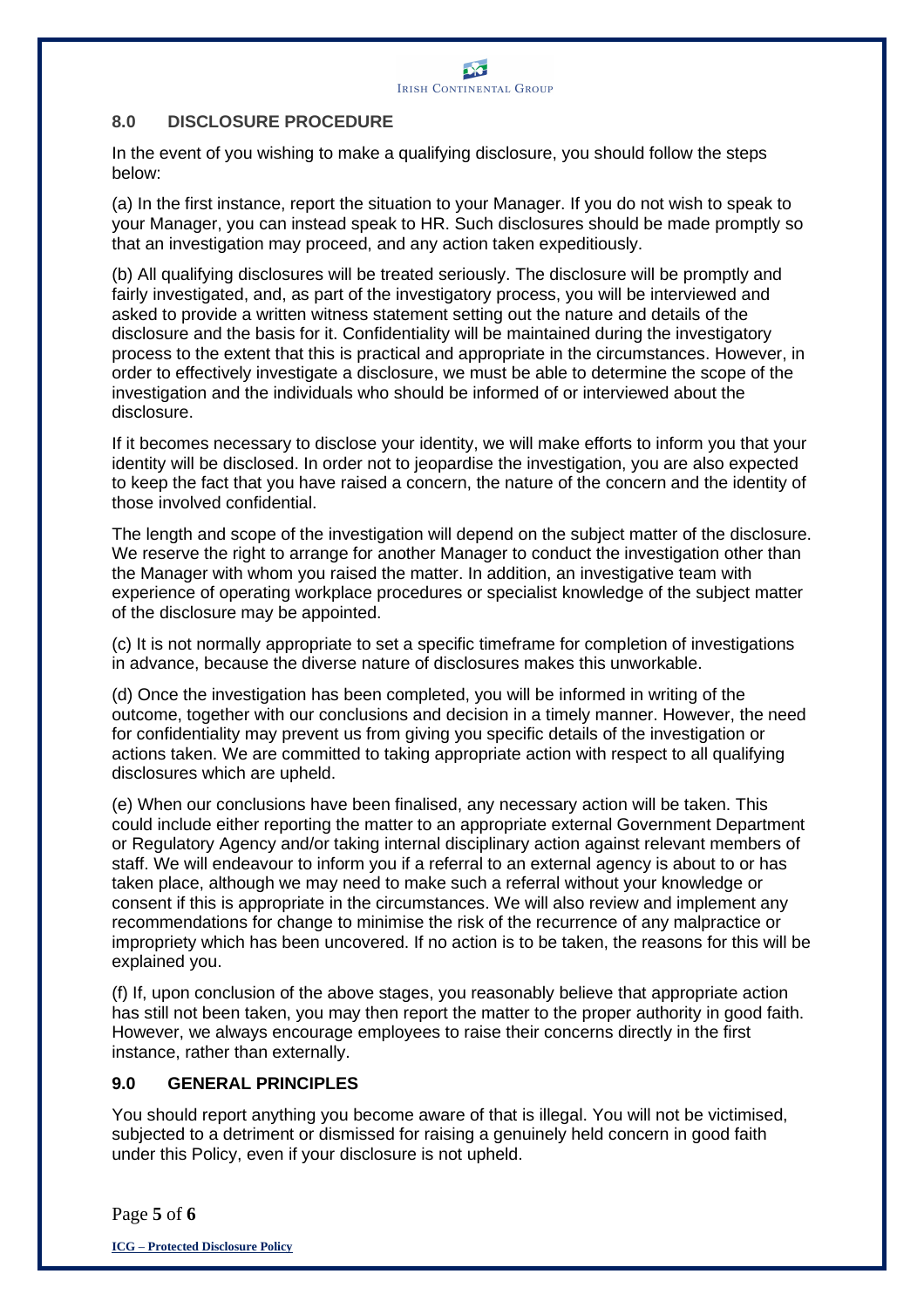## 8.0 DISCLOSURE PROCEDURE

In the event of you wishing to make a qualifying disclosure, you should follow the steps below:

(a) In the first instance, report the situation to your Manager. If you do not wish to speak to your Manager, you can instead speak to HR. Such disclosures should be made promptly so that an investigation may proceed, and any action taken expeditiously.

(b) All qualifying disclosures will be treated seriously. The disclosure will be promptly and fairly investigated, and, as part of the investigatory process, you will be interviewed and asked to provide a written witness statement setting out the nature and details of the disclosure and the basis for it. Confidentiality will be maintained during the investigatory process to the extent that this is practical and appropriate in the circumstances. However, in order to effectively investigate a disclosure, we must be able to determine the scope of the investigation and the individuals who should be informed of or interviewed about the disclosure.

If it becomes necessary to disclose your identity, we will make efforts to inform you that your identity will be disclosed. In order not to jeopardise the investigation, you are also expected to keep the fact that you have raised a concern, the nature of the concern and the identity of those involved confidential.

The length and scope of the investigation will depend on the subject matter of the disclosure. We reserve the right to arrange for another Manager to conduct the investigation other than the Manager with whom you raised the matter. In addition, an investigative team with experience of operating workplace procedures or specialist knowledge of the subject matter of the disclosure may be appointed.

(c) It is not normally appropriate to set a specific timeframe for completion of investigations in advance, because the diverse nature of disclosures makes this unworkable.

(d) Once the investigation has been completed, you will be informed in writing of the outcome, together with our conclusions and decision in a timely manner. However, the need for confidentiality may prevent us from giving you specific details of the investigation or actions taken. We are committed to taking appropriate action with respect to all qualifying disclosures which are upheld.

(e) When our conclusions have been finalised, any necessary action will be taken. This could include either reporting the matter to an appropriate external Government Department or Regulatory Agency and/or taking internal disciplinary action against relevant members of staff. We will endeavour to inform you if a referral to an external agency is about to or has taken place, although we may need to make such a referral without your knowledge or consent if this is appropriate in the circumstances. We will also review and implement any recommendations for change to minimise the risk of the recurrence of any malpractice or impropriety which has been uncovered. If no action is to be taken, the reasons for this will be explained you.

(f) If, upon conclusion of the above stages, you reasonably believe that appropriate action has still not been taken, you may then report the matter to the proper authority in good faith. However, we always encourage employees to raise their concerns directly in the first instance, rather than externally.

## 9.0 GENERAL PRINCIPLES

You should report anything you become aware of that is illegal. You will not be victimised, subjected to a detriment or dismissed for raising a genuinely held concern in good faith under this Policy, even if your disclosure is not upheld.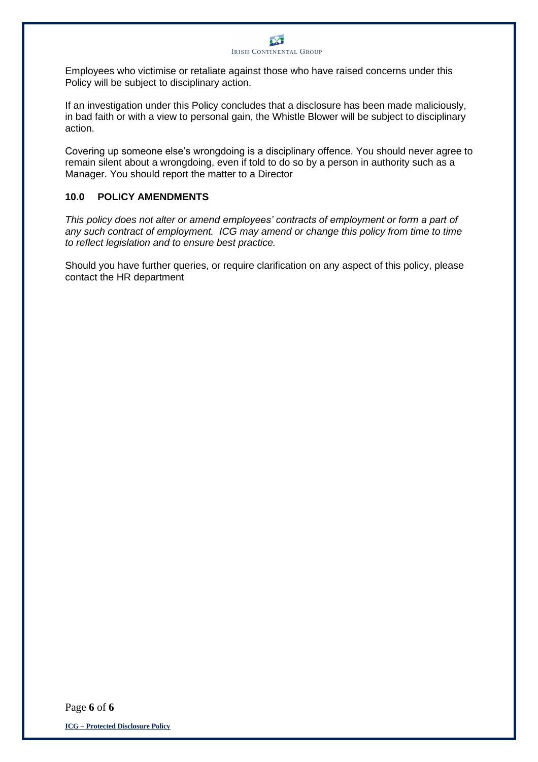Employees who victimise or retaliate against those who have raised concerns under this Policy will be subject to disciplinary action.

If an investigation under this Policy concludes that a disclosure has been made maliciously, in bad faith or with a view to personal gain, the Whistle Blower will be subject to disciplinary action.

Covering up someone else's wrongdoing is a disciplinary offence. You should never agree to remain silent about a wrongdoing, even if told to do so by a person in authority such as a Manager. You should report the matter to a Director

## 10.0 POLICY AMENDMENTS

*This policy does not alter or amend employees' contracts of employment or form a part of any such contract of employment. ICG may amend or change this policy from time to time to reflect legislation and to ensure best practice.*

Should you have further queries, or require clarification on any aspect of this policy, please contact the HR department